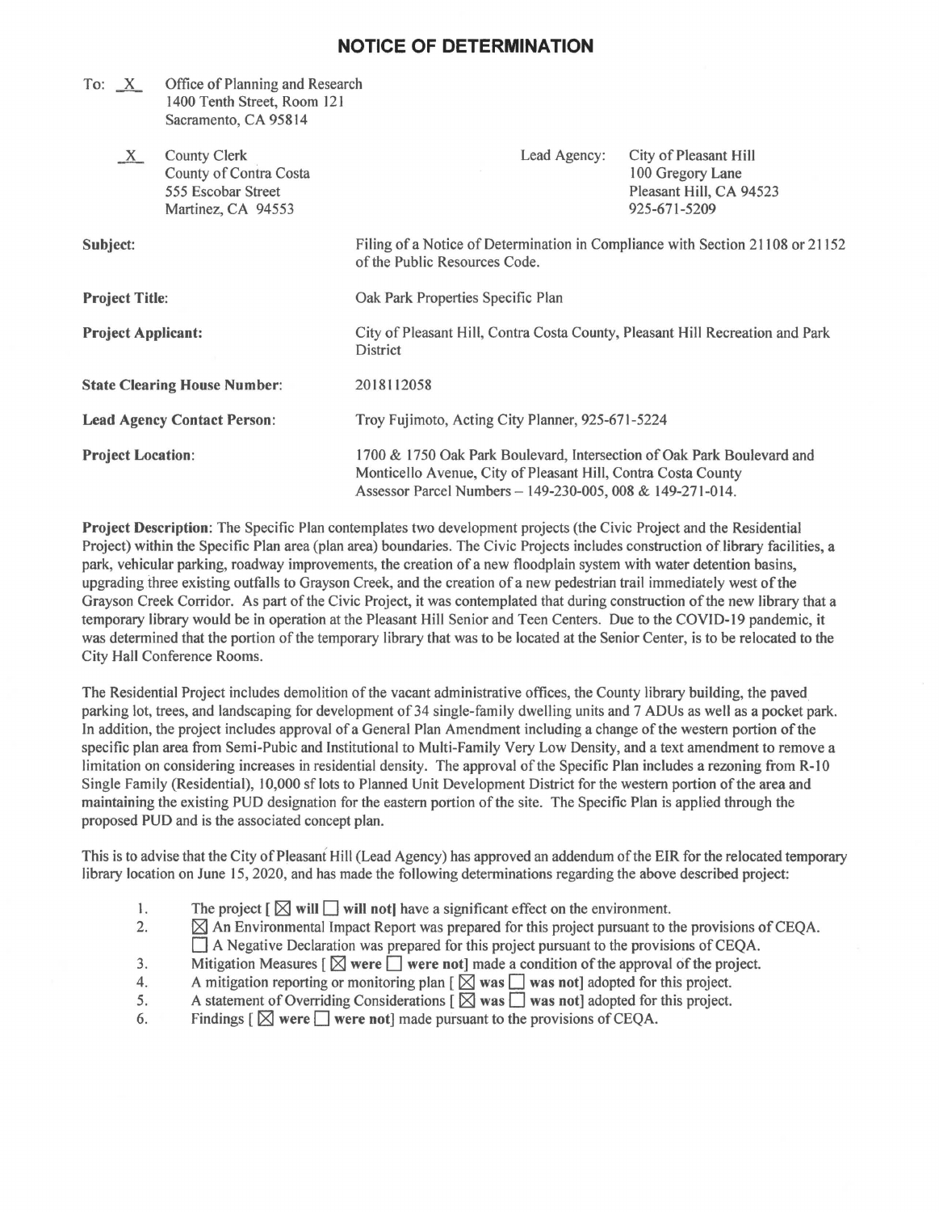# NOTICE OF DETERMINATION

To: _X_ Office of Planning and Research
1400 Tenth Street, Room 121
Sacramento, CA 95814

_X_ County Clerk
County of Contra Costa
555 Escobar Street
Martinez, CA 94553

Lead Agency: City of Pleasant Hill
100 Gregory Lane
Pleasant Hill, CA 94523
925-671-5209

| | |
|---|---|
| **Subject:** | Filing of a Notice of Determination in Compliance with Section 21108 or 21152 of the Public Resources Code. |
| **Project Title:** | Oak Park Properties Specific Plan |
| **Project Applicant:** | City of Pleasant Hill, Contra Costa County, Pleasant Hill Recreation and Park District |
| **State Clearing House Number:** | 2018112058 |
| **Lead Agency Contact Person:** | Troy Fujimoto, Acting City Planner, 925-671-5224 |
| **Project Location:** | 1700 & 1750 Oak Park Boulevard, Intersection of Oak Park Boulevard and Monticello Avenue, City of Pleasant Hill, Contra Costa County Assessor Parcel Numbers – 149-230-005, 008 & 149-271-014. |

**Project Description**: The Specific Plan contemplates two development projects (the Civic Project and the Residential Project) within the Specific Plan area (plan area) boundaries. The Civic Projects includes construction of library facilities, a park, vehicular parking, roadway improvements, the creation of a new floodplain system with water detention basins, upgrading three existing outfalls to Grayson Creek, and the creation of a new pedestrian trail immediately west of the Grayson Creek Corridor. As part of the Civic Project, it was contemplated that during construction of the new library that a temporary library would be in operation at the Pleasant Hill Senior and Teen Centers. Due to the COVID-19 pandemic, it was determined that the portion of the temporary library that was to be located at the Senior Center, is to be relocated to the City Hall Conference Rooms.

The Residential Project includes demolition of the vacant administrative offices, the County library building, the paved parking lot, trees, and landscaping for development of 34 single-family dwelling units and 7 ADUs as well as a pocket park. In addition, the project includes approval of a General Plan Amendment including a change of the western portion of the specific plan area from Semi-Pubic and Institutional to Multi-Family Very Low Density, and a text amendment to remove a limitation on considering increases in residential density. The approval of the Specific Plan includes a rezoning from R-10 Single Family (Residential), 10,000 sf lots to Planned Unit Development District for the western portion of the area and maintaining the existing PUD designation for the eastern portion of the site. The Specific Plan is applied through the proposed PUD and is the associated concept plan.

This is to advise that the City of Pleasant Hill (Lead Agency) has approved an addendum of the EIR for the relocated temporary library location on June 15, 2020, and has made the following determinations regarding the above described project:

1. The project [ ☒ **will** ☐ **will not**] have a significant effect on the environment.
2. ☒ An Environmental Impact Report was prepared for this project pursuant to the provisions of CEQA.
   ☐ A Negative Declaration was prepared for this project pursuant to the provisions of CEQA.
3. Mitigation Measures [ ☒ **were** ☐ **were not**] made a condition of the approval of the project.
4. A mitigation reporting or monitoring plan [ ☒ **was** ☐ **was not**] adopted for this project.
5. A statement of Overriding Considerations [ ☒ **was** ☐ **was not**] adopted for this project.
6. Findings [ ☒ **were** ☐ **were not**] made pursuant to the provisions of CEQA.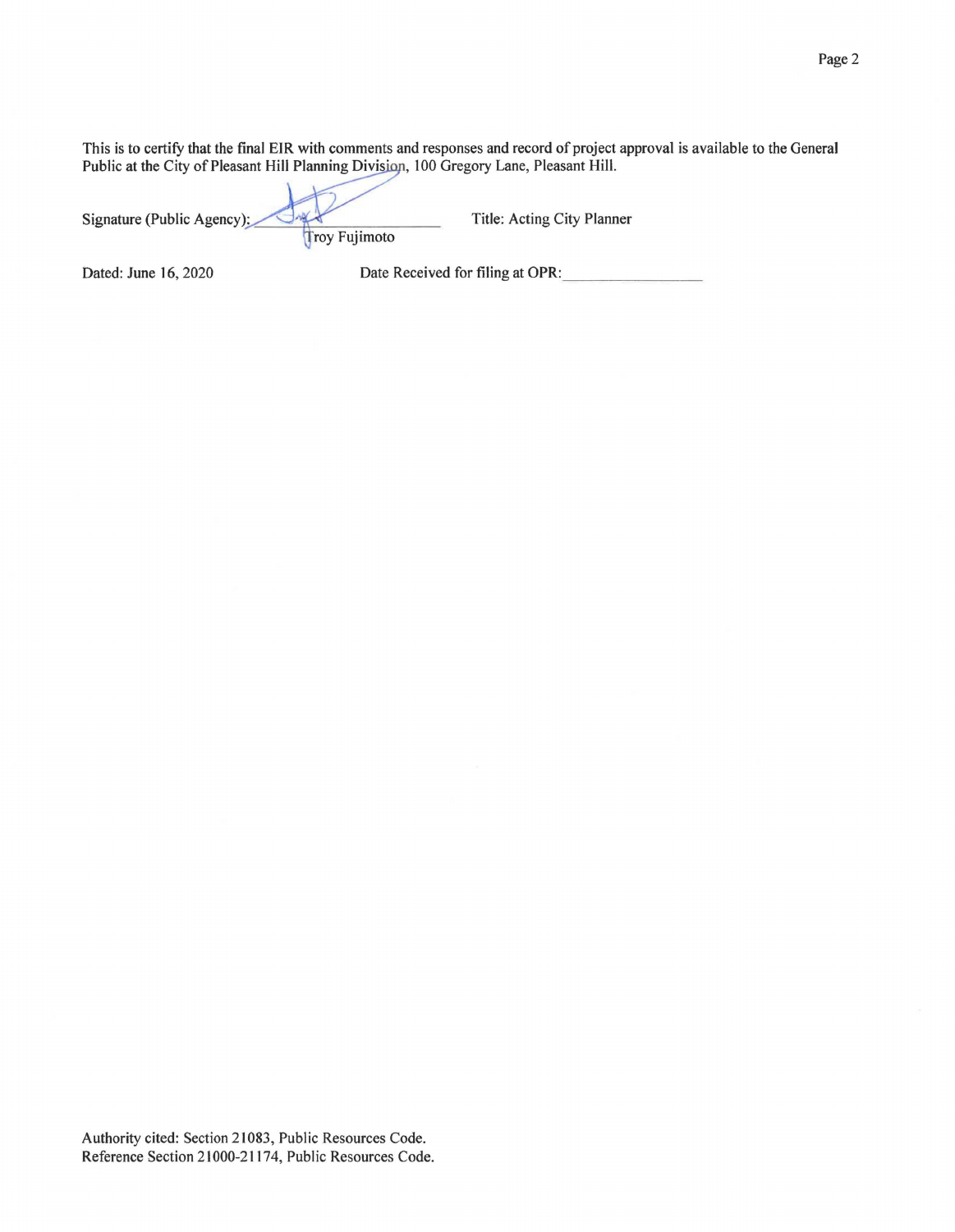This is to certify that the final EIR with comments and responses and record of project approval is available to the General Public at the City of Pleasant Hill Planning Division, 100 Gregory Lane, Pleasant Hill.

Signature (Public Agency): ______________________ Title: Acting City Planner
Troy Fujimoto

Dated: June 16, 2020 Date Received for filing at OPR: ______________

Authority cited: Section 21083, Public Resources Code.
Reference Section 21000-21174, Public Resources Code.